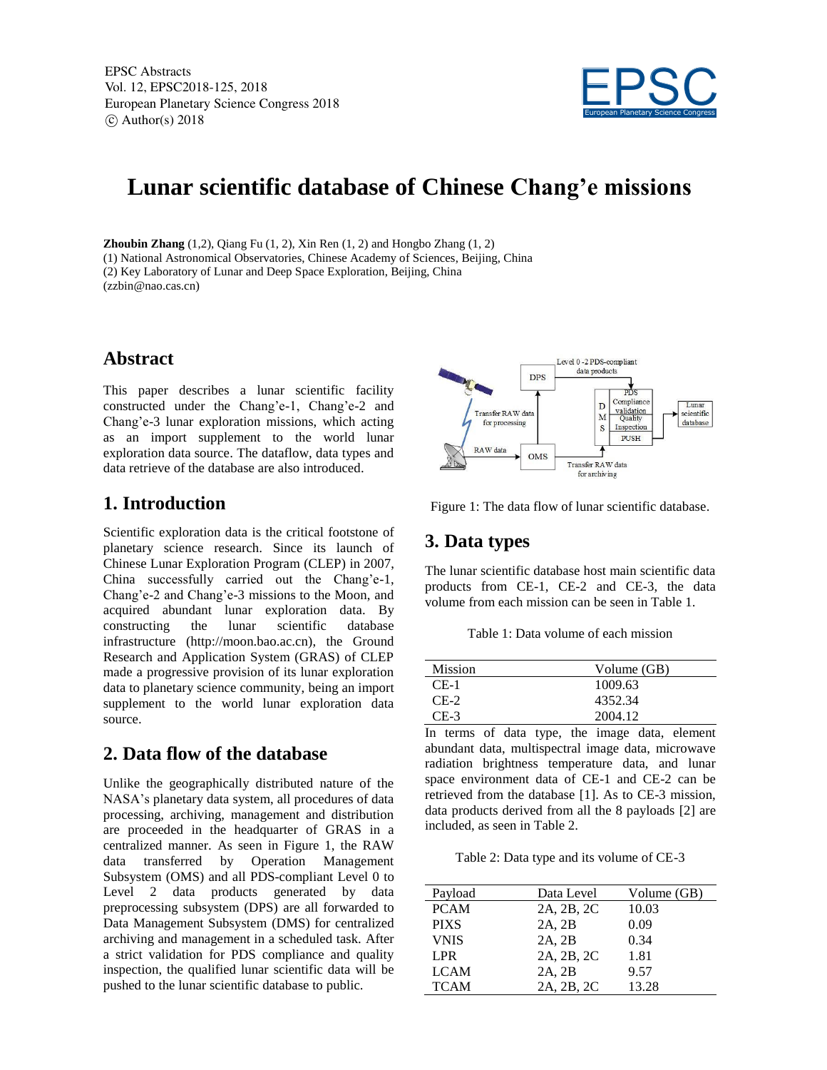# Lunar scientific database of Chinese Chang'e missions

**Zhoubin Zhang** (1,2), Qiang Fu (1, 2), Xin Ren (1, 2) and Hongbo Zhang (1, 2)
(1) National Astronomical Observatories, Chinese Academy of Sciences, Beijing, China
(2) Key Laboratory of Lunar and Deep Space Exploration, Beijing, China
(zzbin@nao.cas.cn)

## Abstract

This paper describes a lunar scientific facility constructed under the Chang'e-1, Chang'e-2 and Chang'e-3 lunar exploration missions, which acting as an import supplement to the world lunar exploration data source. The dataflow, data types and data retrieve of the database are also introduced.

## 1. Introduction

Scientific exploration data is the critical footstone of planetary science research. Since its launch of Chinese Lunar Exploration Program (CLEP) in 2007, China successfully carried out the Chang'e-1, Chang'e-2 and Chang'e-3 missions to the Moon, and acquired abundant lunar exploration data. By constructing the lunar scientific database infrastructure (http://moon.bao.ac.cn), the Ground Research and Application System (GRAS) of CLEP made a progressive provision of its lunar exploration data to planetary science community, being an import supplement to the world lunar exploration data source.

## 2. Data flow of the database

Unlike the geographically distributed nature of the NASA's planetary data system, all procedures of data processing, archiving, management and distribution are proceeded in the headquarter of GRAS in a centralized manner. As seen in Figure 1, the RAW data transferred by Operation Management Subsystem (OMS) and all PDS-compliant Level 0 to Level 2 data products generated by data preprocessing subsystem (DPS) are all forwarded to Data Management Subsystem (DMS) for centralized archiving and management in a scheduled task. After a strict validation for PDS compliance and quality inspection, the qualified lunar scientific data will be pushed to the lunar scientific database to public.

Figure 1: The data flow of lunar scientific database.

## 3. Data types

The lunar scientific database host main scientific data products from CE-1, CE-2 and CE-3, the data volume from each mission can be seen in Table 1.

Table 1: Data volume of each mission

| Mission | Volume (GB) |
|---|---|
| CE-1 | 1009.63 |
| CE-2 | 4352.34 |
| CE-3 | 2004.12 |

In terms of data type, the image data, element abundant data, multispectral image data, microwave radiation brightness temperature data, and lunar space environment data of CE-1 and CE-2 can be retrieved from the database [1]. As to CE-3 mission, data products derived from all the 8 payloads [2] are included, as seen in Table 2.

Table 2: Data type and its volume of CE-3

| Payload | Data Level | Volume (GB) |
|---|---|---|
| PCAM | 2A, 2B, 2C | 10.03 |
| PIXS | 2A, 2B | 0.09 |
| VNIS | 2A, 2B | 0.34 |
| LPR | 2A, 2B, 2C | 1.81 |
| LCAM | 2A, 2B | 9.57 |
| TCAM | 2A, 2B, 2C | 13.28 |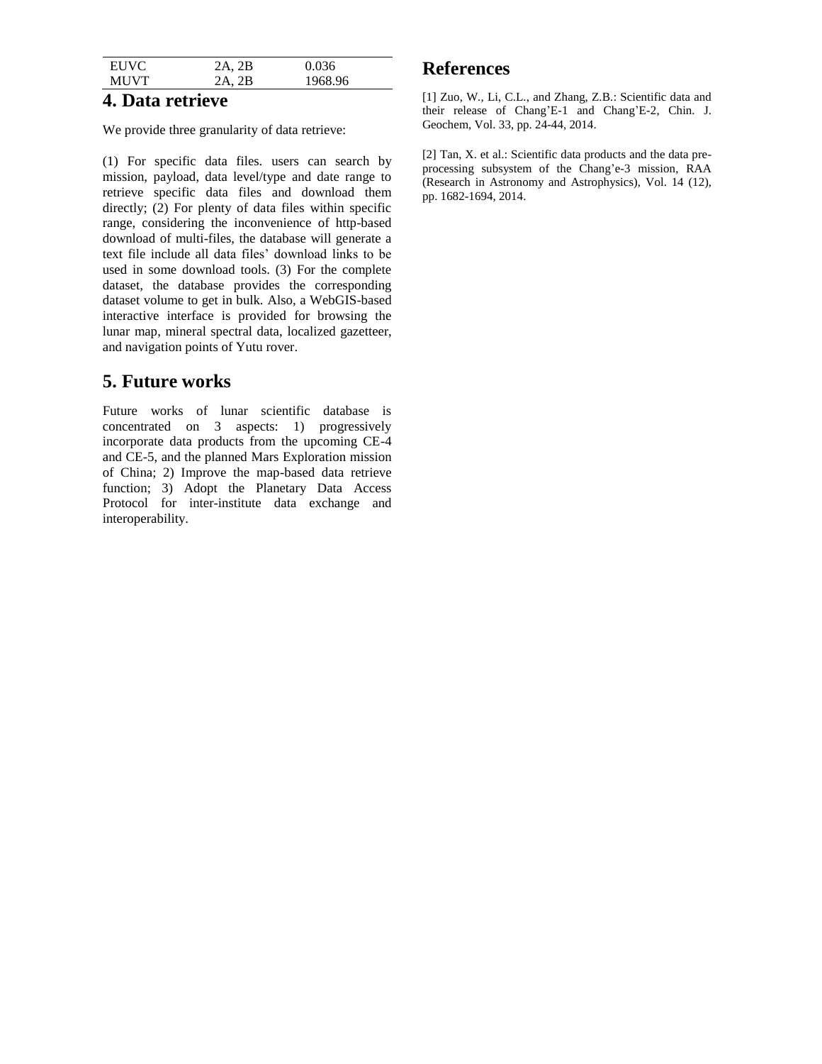| | | |
|---|---|---|
| EUVC | 2A, 2B | 0.036 |
| MUVT | 2A, 2B | 1968.96 |

## 4. Data retrieve

We provide three granularity of data retrieve:

(1) For specific data files. users can search by mission, payload, data level/type and date range to retrieve specific data files and download them directly; (2) For plenty of data files within specific range, considering the inconvenience of http-based download of multi-files, the database will generate a text file include all data files' download links to be used in some download tools. (3) For the complete dataset, the database provides the corresponding dataset volume to get in bulk. Also, a WebGIS-based interactive interface is provided for browsing the lunar map, mineral spectral data, localized gazetteer, and navigation points of Yutu rover.

## 5. Future works

Future works of lunar scientific database is concentrated on 3 aspects: 1) progressively incorporate data products from the upcoming CE-4 and CE-5, and the planned Mars Exploration mission of China; 2) Improve the map-based data retrieve function; 3) Adopt the Planetary Data Access Protocol for inter-institute data exchange and interoperability.

## References

[1] Zuo, W., Li, C.L., and Zhang, Z.B.: Scientific data and their release of Chang'E-1 and Chang'E-2, Chin. J. Geochem, Vol. 33, pp. 24-44, 2014.

[2] Tan, X. et al.: Scientific data products and the data pre-processing subsystem of the Chang'e-3 mission, RAA (Research in Astronomy and Astrophysics), Vol. 14 (12), pp. 1682-1694, 2014.